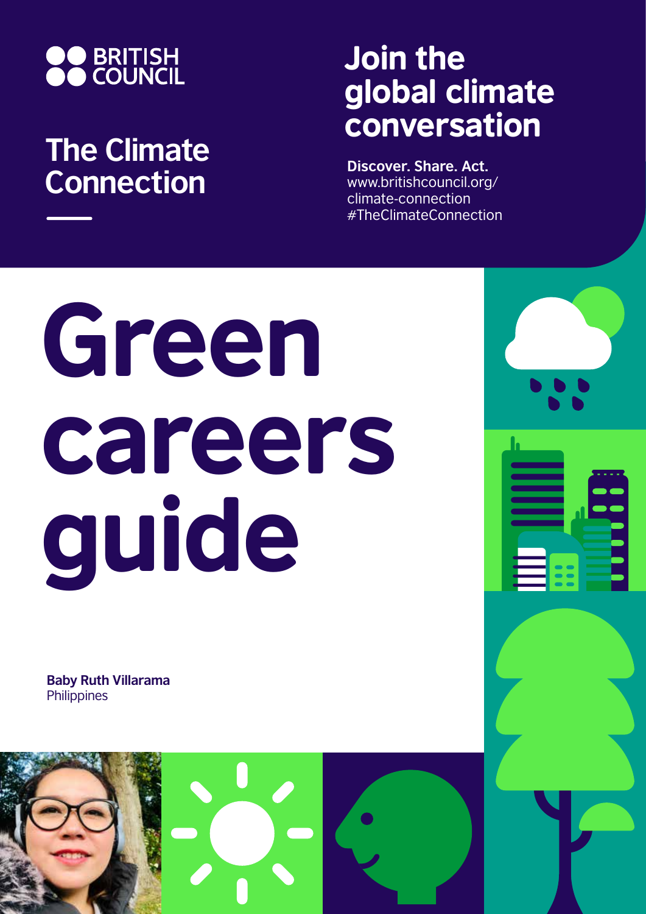BRITISH COUNCIL

## The Climate Connection

## Join the global climate conversation

**Discover. Share. Act.**
www.britishcouncil.org/climate-connection
#TheClimateConnection

# Green careers guide

**Baby Ruth Villarama**
Philippines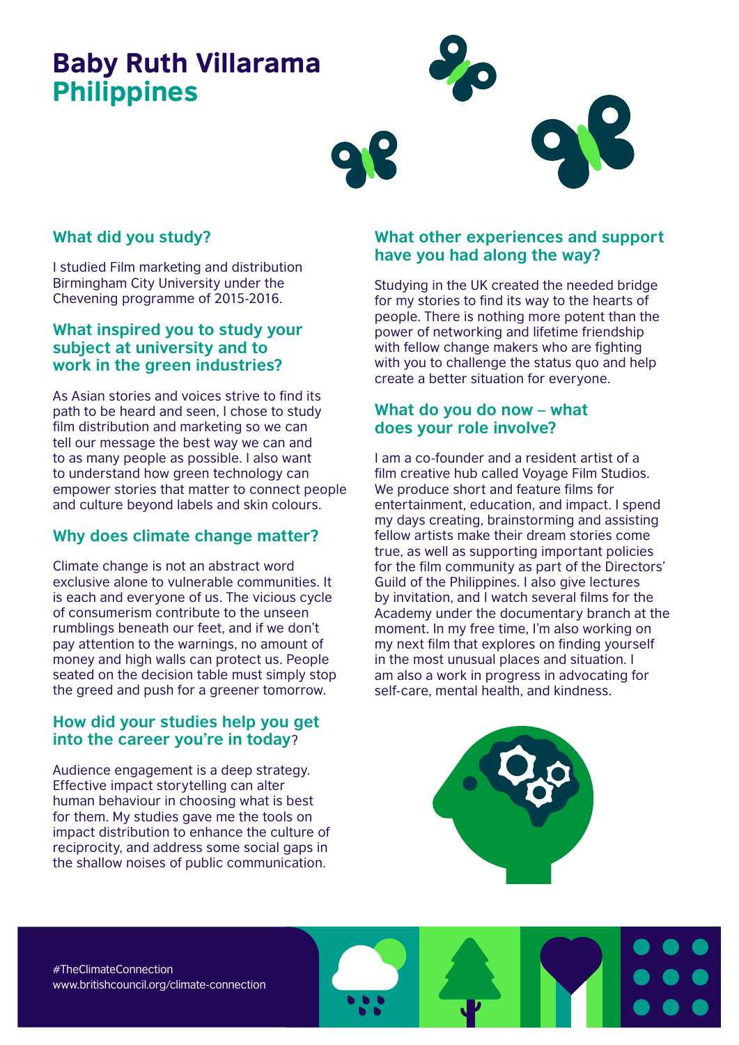# Baby Ruth Villarama
## Philippines

### What did you study?

I studied Film marketing and distribution Birmingham City University under the Chevening programme of 2015-2016.

### What inspired you to study your subject at university and to work in the green industries?

As Asian stories and voices strive to find its path to be heard and seen, I chose to study film distribution and marketing so we can tell our message the best way we can and to as many people as possible. I also want to understand how green technology can empower stories that matter to connect people and culture beyond labels and skin colours.

### Why does climate change matter?

Climate change is not an abstract word exclusive alone to vulnerable communities. It is each and everyone of us. The vicious cycle of consumerism contribute to the unseen rumblings beneath our feet, and if we don't pay attention to the warnings, no amount of money and high walls can protect us. People seated on the decision table must simply stop the greed and push for a greener tomorrow.

### How did your studies help you get into the career you're in today?

Audience engagement is a deep strategy. Effective impact storytelling can alter human behaviour in choosing what is best for them. My studies gave me the tools on impact distribution to enhance the culture of reciprocity, and address some social gaps in the shallow noises of public communication.

### What other experiences and support have you had along the way?

Studying in the UK created the needed bridge for my stories to find its way to the hearts of people. There is nothing more potent than the power of networking and lifetime friendship with fellow change makers who are fighting with you to challenge the status quo and help create a better situation for everyone.

### What do you do now – what does your role involve?

I am a co-founder and a resident artist of a film creative hub called Voyage Film Studios. We produce short and feature films for entertainment, education, and impact. I spend my days creating, brainstorming and assisting fellow artists make their dream stories come true, as well as supporting important policies for the film community as part of the Directors' Guild of the Philippines. I also give lectures by invitation, and I watch several films for the Academy under the documentary branch at the moment. In my free time, I'm also working on my next film that explores on finding yourself in the most unusual places and situation. I am also a work in progress in advocating for self-care, mental health, and kindness.

#TheClimateConnection
www.britishcouncil.org/climate-connection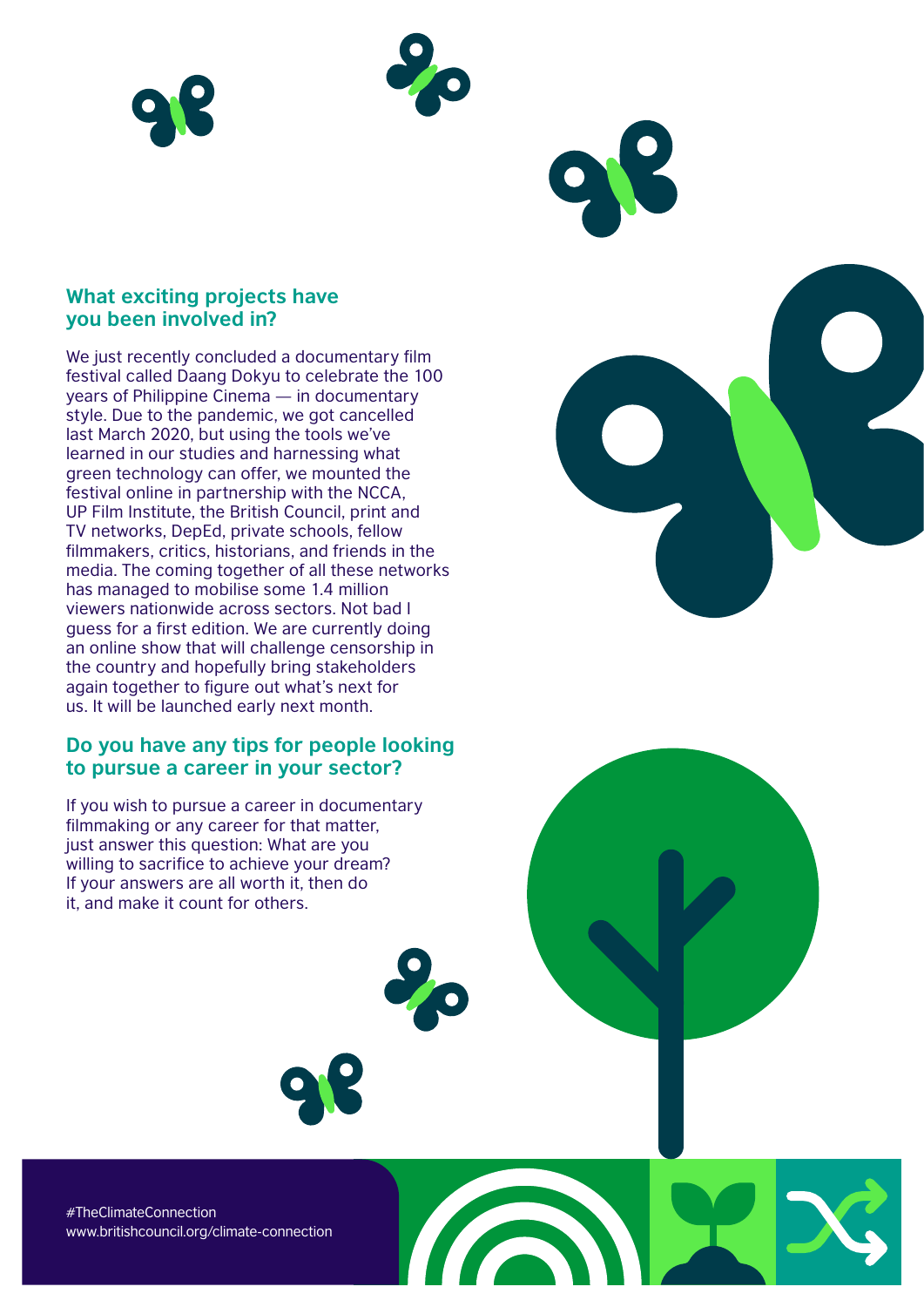## What exciting projects have you been involved in?

We just recently concluded a documentary film festival called Daang Dokyu to celebrate the 100 years of Philippine Cinema — in documentary style. Due to the pandemic, we got cancelled last March 2020, but using the tools we've learned in our studies and harnessing what green technology can offer, we mounted the festival online in partnership with the NCCA, UP Film Institute, the British Council, print and TV networks, DepEd, private schools, fellow filmmakers, critics, historians, and friends in the media. The coming together of all these networks has managed to mobilise some 1.4 million viewers nationwide across sectors. Not bad I guess for a first edition. We are currently doing an online show that will challenge censorship in the country and hopefully bring stakeholders again together to figure out what's next for us. It will be launched early next month.

## Do you have any tips for people looking to pursue a career in your sector?

If you wish to pursue a career in documentary filmmaking or any career for that matter, just answer this question: What are you willing to sacrifice to achieve your dream? If your answers are all worth it, then do it, and make it count for others.

#TheClimateConnection
www.britishcouncil.org/climate-connection